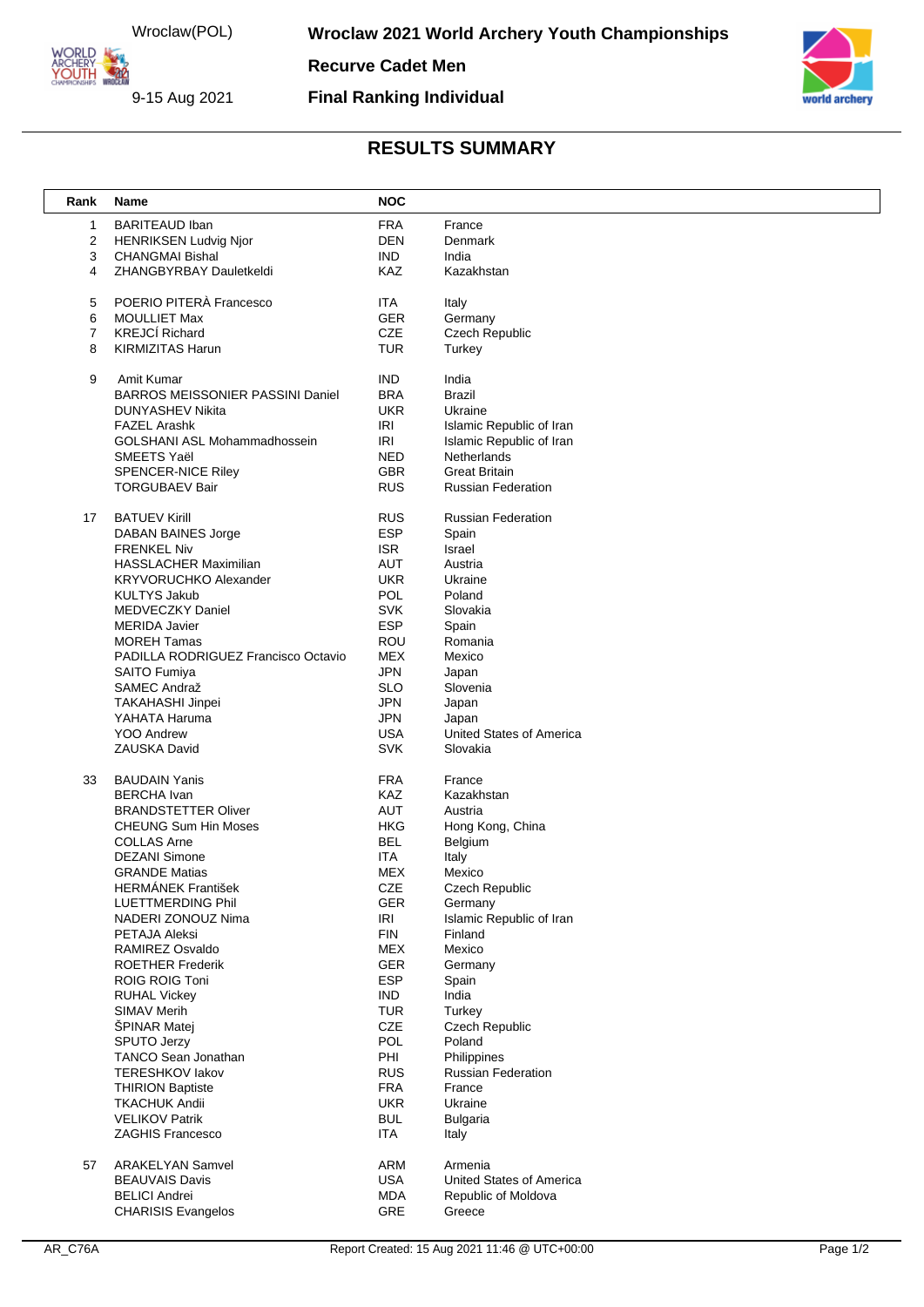# Wroclaw 2021 World Archery Youth Championships

Wroclaw(POL)

9-15 Aug 2021

## Recurve Cadet Men

## Final Ranking Individual

## RESULTS SUMMARY

| Rank | Name | NOC | |
|---|---|---|---|
| 1 | BARITEAUD Iban | FRA | France |
| 2 | HENRIKSEN Ludvig Njor | DEN | Denmark |
| 3 | CHANGMAI Bishal | IND | India |
| 4 | ZHANGBYRBAY Dauletkeldi | KAZ | Kazakhstan |
| 5 | POERIO PITERÀ Francesco | ITA | Italy |
| 6 | MOULLIET Max | GER | Germany |
| 7 | KREJCÍ Richard | CZE | Czech Republic |
| 8 | KIRMIZITAS Harun | TUR | Turkey |
| 9 | Amit Kumar | IND | India |
| | BARROS MEISSONIER PASSINI Daniel | BRA | Brazil |
| | DUNYASHEV Nikita | UKR | Ukraine |
| | FAZEL Arashk | IRI | Islamic Republic of Iran |
| | GOLSHANI ASL Mohammadhossein | IRI | Islamic Republic of Iran |
| | SMEETS Yaël | NED | Netherlands |
| | SPENCER-NICE Riley | GBR | Great Britain |
| | TORGUBAEV Bair | RUS | Russian Federation |
| 17 | BATUEV Kirill | RUS | Russian Federation |
| | DABAN BAINES Jorge | ESP | Spain |
| | FRENKEL Niv | ISR | Israel |
| | HASSLACHER Maximilian | AUT | Austria |
| | KRYVORUCHKO Alexander | UKR | Ukraine |
| | KULTYS Jakub | POL | Poland |
| | MEDVECZKY Daniel | SVK | Slovakia |
| | MERIDA Javier | ESP | Spain |
| | MOREH Tamas | ROU | Romania |
| | PADILLA RODRIGUEZ Francisco Octavio | MEX | Mexico |
| | SAITO Fumiya | JPN | Japan |
| | SAMEC Andraž | SLO | Slovenia |
| | TAKAHASHI Jinpei | JPN | Japan |
| | YAHATA Haruma | JPN | Japan |
| | YOO Andrew | USA | United States of America |
| | ZAUSKA David | SVK | Slovakia |
| 33 | BAUDAIN Yanis | FRA | France |
| | BERCHA Ivan | KAZ | Kazakhstan |
| | BRANDSTETTER Oliver | AUT | Austria |
| | CHEUNG Sum Hin Moses | HKG | Hong Kong, China |
| | COLLAS Arne | BEL | Belgium |
| | DEZANI Simone | ITA | Italy |
| | GRANDE Matias | MEX | Mexico |
| | HERMÁNEK František | CZE | Czech Republic |
| | LUETTMERDING Phil | GER | Germany |
| | NADERI ZONOUZ Nima | IRI | Islamic Republic of Iran |
| | PETAJA Aleksi | FIN | Finland |
| | RAMIREZ Osvaldo | MEX | Mexico |
| | ROETHER Frederik | GER | Germany |
| | ROIG ROIG Toni | ESP | Spain |
| | RUHAL Vickey | IND | India |
| | SIMAV Merih | TUR | Turkey |
| | ŠPINAR Matej | CZE | Czech Republic |
| | SPUTO Jerzy | POL | Poland |
| | TANCO Sean Jonathan | PHI | Philippines |
| | TERESHKOV Iakov | RUS | Russian Federation |
| | THIRION Baptiste | FRA | France |
| | TKACHUK Andii | UKR | Ukraine |
| | VELIKOV Patrik | BUL | Bulgaria |
| | ZAGHIS Francesco | ITA | Italy |
| 57 | ARAKELYAN Samvel | ARM | Armenia |
| | BEAUVAIS Davis | USA | United States of America |
| | BELICI Andrei | MDA | Republic of Moldova |
| | CHARISIS Evangelos | GRE | Greece |

AR_C76A Report Created: 15 Aug 2021 11:46 @ UTC+00:00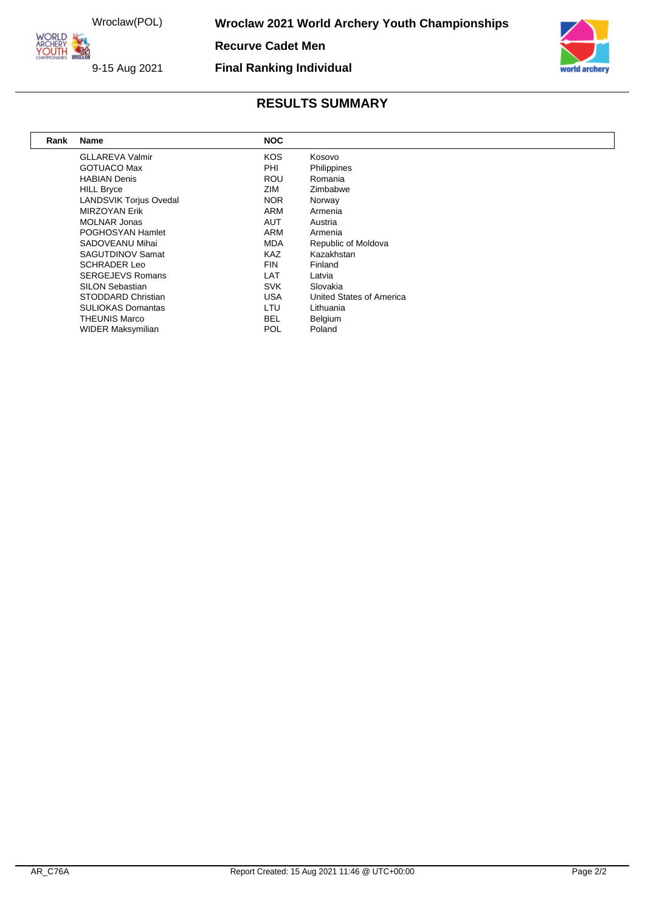## RESULTS SUMMARY

| Rank | Name | NOC | |
|---|---|---|---|
| | GLLAREVA Valmir | KOS | Kosovo |
| | GOTUACO Max | PHI | Philippines |
| | HABIAN Denis | ROU | Romania |
| | HILL Bryce | ZIM | Zimbabwe |
| | LANDSVIK Torjus Ovedal | NOR | Norway |
| | MIRZOYAN Erik | ARM | Armenia |
| | MOLNAR Jonas | AUT | Austria |
| | POGHOSYAN Hamlet | ARM | Armenia |
| | SADOVEANU Mihai | MDA | Republic of Moldova |
| | SAGUTDINOV Samat | KAZ | Kazakhstan |
| | SCHRADER Leo | FIN | Finland |
| | SERGEJEVS Romans | LAT | Latvia |
| | SILON Sebastian | SVK | Slovakia |
| | STODDARD Christian | USA | United States of America |
| | SULIOKAS Domantas | LTU | Lithuania |
| | THEUNIS Marco | BEL | Belgium |
| | WIDER Maksymilian | POL | Poland |

AR_C76A

Report Created: 15 Aug 2021 11:46 @ UTC+00:00